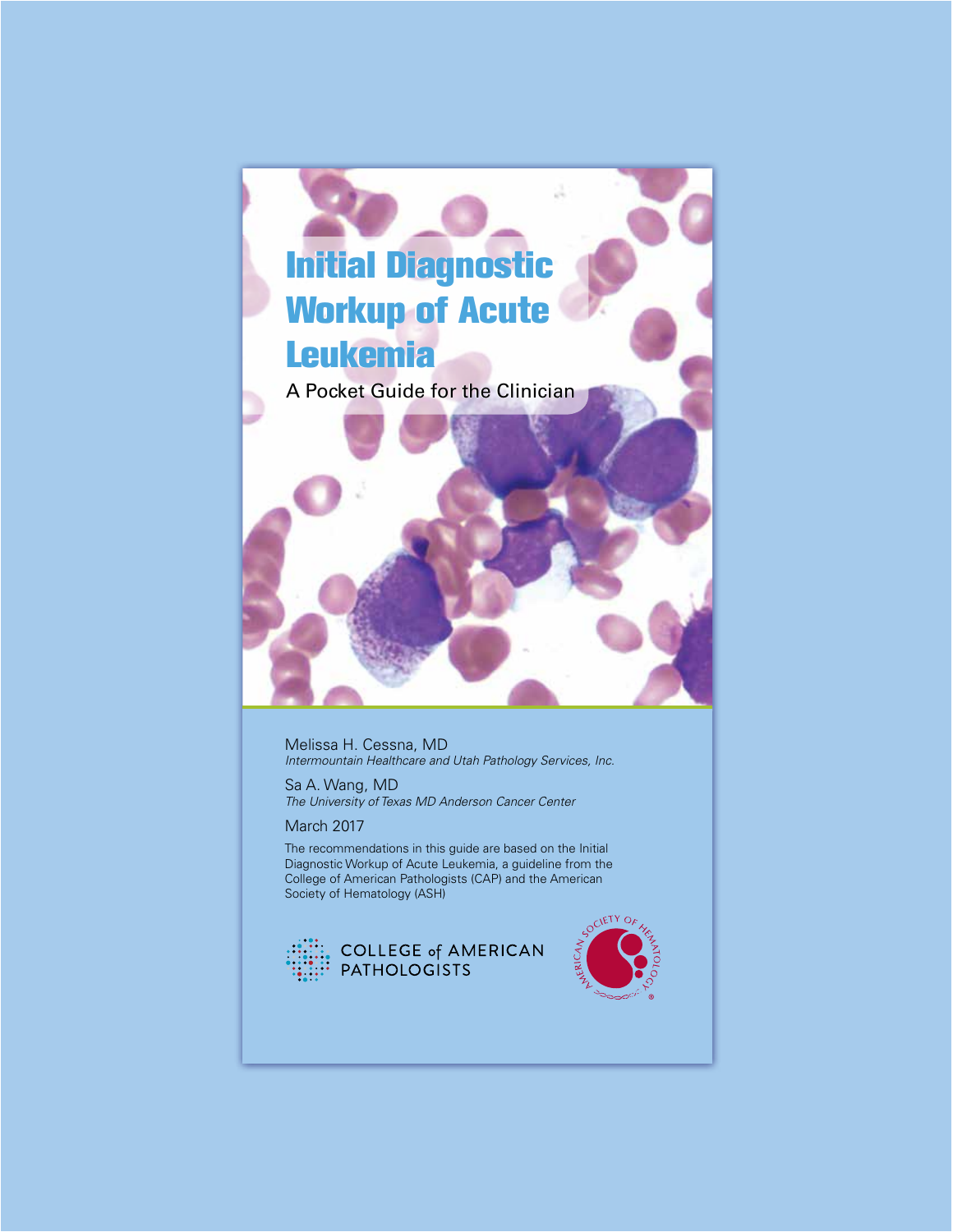# Initial Diagnostic Workup of Acute Leukemia

## A Pocket Guide for the Clinician

Melissa H. Cessna, MD
*Intermountain Healthcare and Utah Pathology Services, Inc.*

Sa A. Wang, MD
*The University of Texas MD Anderson Cancer Center*

March 2017

The recommendations in this guide are based on the Initial Diagnostic Workup of Acute Leukemia, a guideline from the College of American Pathologists (CAP) and the American Society of Hematology (ASH)

COLLEGE of AMERICAN PATHOLOGISTS

AMERICAN SOCIETY OF HEMATOLOGY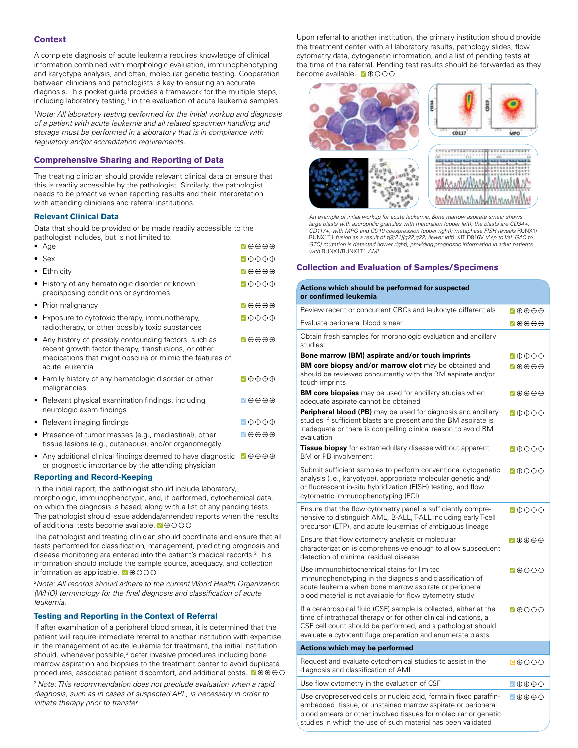## Context

A complete diagnosis of acute leukemia requires knowledge of clinical information combined with morphologic evaluation, immunophenotyping and karyotype analysis, and often, molecular genetic testing. Cooperation between clinicians and pathologists is key to ensuring an accurate diagnosis. This pocket guide provides a framework for the multiple steps, including laboratory testing,[1] in the evaluation of acute leukemia samples.

[1]*Note: All laboratory testing performed for the initial workup and diagnosis of a patient with acute leukemia and all related specimen handling and storage must be performed in a laboratory that is in compliance with regulatory and/or accreditation requirements.*

## Comprehensive Sharing and Reporting of Data

The treating clinician should provide relevant clinical data or ensure that this is readily accessible by the pathologist. Similarly, the pathologist needs to be proactive when reporting results and their interpretation with attending clinicians and referral institutions.

### Relevant Clinical Data

Data that should be provided or be made readily accessible to the pathologist includes, but is not limited to:

- Age ☑⊕⊕⊕⊕
- Sex ☑⊕⊕⊕⊕
- Ethnicity ☑⊕⊕⊕⊕
- History of any hematologic disorder or known predisposing conditions or syndromes ☑⊕⊕⊕⊕
- Prior malignancy ☑⊕⊕⊕⊕
- Exposure to cytotoxic therapy, immunotherapy, radiotherapy, or other possibly toxic substances ☑⊕⊕⊕⊕
- Any history of possibly confounding factors, such as recent growth factor therapy, transfusions, or other medications that might obscure or mimic the features of acute leukemia ☑⊕⊕⊕⊕
- Family history of any hematologic disorder or other malignancies ☑⊕⊕⊕⊕
- Relevant physical examination findings, including neurologic exam findings ☑⊕⊕⊕⊕
- Relevant imaging findings ☑⊕⊕⊕⊕
- Presence of tumor masses (e.g., mediastinal), other tissue lesions (e.g., cutaneous), and/or organomegaly ☑⊕⊕⊕⊕
- Any additional clinical findings deemed to have diagnostic or prognostic importance by the attending physician ☑⊕⊕⊕⊕

### Reporting and Record-Keeping

In the initial report, the pathologist should include laboratory, morphologic, immunophenotypic, and, if performed, cytochemical data, on which the diagnosis is based, along with a list of any pending tests. The pathologist should issue addenda/amended reports when the results of additional tests become available. ☑⊕○○○

The pathologist and treating clinician should coordinate and ensure that all tests performed for classification, management, predicting prognosis and disease monitoring are entered into the patient's medical records.[2] This information should include the sample source, adequacy, and collection information as applicable. ☑⊕○○○

[2]*Note: All records should adhere to the current World Health Organization (WHO) terminology for the final diagnosis and classification of acute leukemia.*

### Testing and Reporting in the Context of Referral

If after examination of a peripheral blood smear, it is determined that the patient will require immediate referral to another institution with expertise in the management of acute leukemia for treatment, the initial institution should, whenever possible,[3] defer invasive procedures including bone marrow aspiration and biopsies to the treatment center to avoid duplicate procedures, associated patient discomfort, and additional costs. ☑⊕⊕⊕○

[3] *Note: This recommendation does not preclude evaluation when a rapid diagnosis, such as in cases of suspected APL, is necessary in order to initiate therapy prior to transfer.*

Upon referral to another institution, the primary institution should provide the treatment center with all laboratory results, pathology slides, flow cytometry data, cytogenetic information, and a list of pending tests at the time of the referral. Pending test results should be forwarded as they become available. ☑⊕○○○

*An example of initial workup for acute leukemia. Bone marrow aspirate smear shows large blasts with azurophilic granules with maturation (upper left); the blasts are CD34+, CD117+, with MPO and CD19 coexpression (upper right); metaphase FISH reveals RUNX1/RUNX1T1 fusion as a result of t(8;21)(q22;q22) (lower left). KIT D816V (Asp to Val, GAC to GTC) mutation is detected (lower right), providing prognostic information in adult patients with RUNX1/RUNX1T1 AML.*

## Collection and Evaluation of Samples/Specimens

| Actions which should be performed for suspected or confirmed leukemia | |
|---|---|
| Review recent or concurrent CBCs and leukocyte differentials | ☑⊕⊕⊕⊕ |
| Evaluate peripheral blood smear | ☑⊕⊕⊕⊕ |
| Obtain fresh samples for morphologic evaluation and ancillary studies: | |
| **Bone marrow (BM) aspirate and/or touch imprints** | ☑⊕⊕⊕⊕ |
| **BM core biopsy and/or marrow clot** may be obtained and should be reviewed concurrently with the BM aspirate and/or touch imprints | ☑⊕⊕⊕⊕ |
| **BM core biopsies** may be used for ancillary studies when adequate aspirate cannot be obtained | ☑⊕⊕⊕⊕ |
| **Peripheral blood (PB)** may be used for diagnosis and ancillary studies if sufficient blasts are present and the BM aspirate is inadequate or there is compelling clinical reason to avoid BM evaluation | ☑⊕⊕⊕⊕ |
| **Tissue biopsy** for extramedullary disease without apparent BM or PB involvement | ☑⊕○○○ |
| Submit sufficient samples to perform conventional cytogenetic analysis (i.e., karyotype), appropriate molecular genetic and/or fluorescent in-situ hybridization (FISH) testing, and flow cytometric immunophenotyping (FCI) | ☑⊕○○○ |
| Ensure that the flow cytometry panel is sufficiently comprehensive to distinguish AML, B-ALL, T-ALL including early T-cell precursor (ETP), and acute leukemias of ambiguous lineage | ☑⊕○○○ |
| Ensure that flow cytometry analysis or molecular characterization is comprehensive enough to allow subsequent detection of minimal residual disease | ☑⊕⊕⊕⊕ |
| Use immunohistochemical stains for limited immunophenotyping in the diagnosis and classification of acute leukemia when bone marrow aspirate or peripheral blood material is not available for flow cytometry study | ☑⊕○○○ |
| If a cerebrospinal fluid (CSF) sample is collected, either at the time of intrathecal therapy or for other clinical indications, a CSF cell count should be performed, and a pathologist should evaluate a cytocentrifuge preparation and enumerate blasts | ☑⊕○○○ |
| **Actions which may be performed** | |
| Request and evaluate cytochemical studies to assist in the diagnosis and classification of AML | ☑⊕○○○ |
| Use flow cytometry in the evaluation of CSF | ☑⊕⊕⊕○ |
| Use cryopreserved cells or nucleic acid, formalin fixed paraffin-embedded tissue, or unstained marrow aspirate or peripheral blood smears or other involved tissues for molecular or genetic studies in which the use of such material has been validated | ☑⊕⊕⊕○ |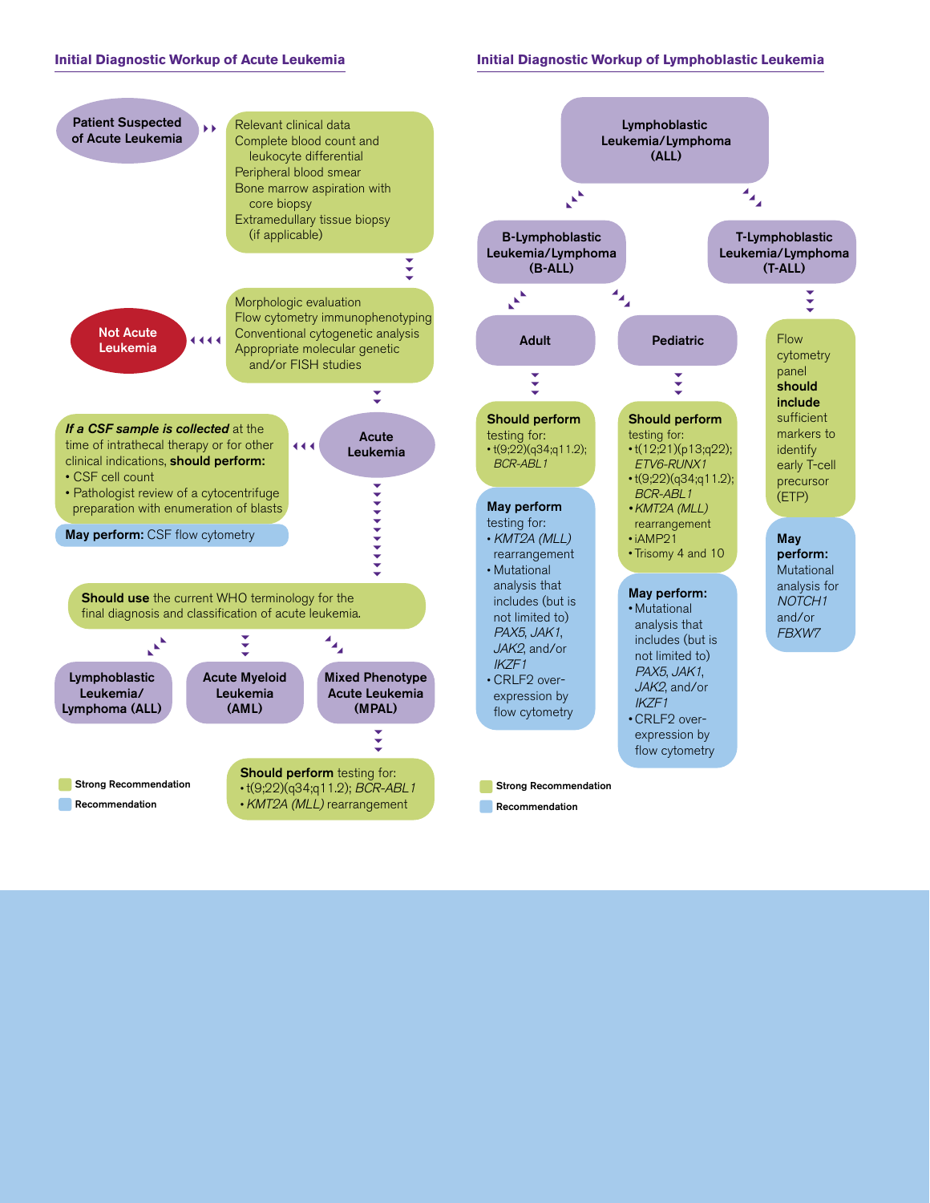## Initial Diagnostic Workup of Acute Leukemia

**Patient Suspected of Acute Leukemia**

- Relevant clinical data
- Complete blood count and leukocyte differential
- Peripheral blood smear
- Bone marrow aspiration with core biopsy
- Extramedullary tissue biopsy (if applicable)

- Morphologic evaluation
- Flow cytometry immunophenotyping
- Conventional cytogenetic analysis
- Appropriate molecular genetic and/or FISH studies

**Not Acute Leukemia**

**Acute Leukemia**

***If a CSF sample is collected*** at the time of intrathecal therapy or for other clinical indications, **should perform:**

- CSF cell count
- Pathologist review of a cytocentrifuge preparation with enumeration of blasts

**May perform:** CSF flow cytometry

**Should use** the current WHO terminology for the final diagnosis and classification of acute leukemia.

**Lymphoblastic Leukemia/ Lymphoma (ALL)**

**Acute Myeloid Leukemia (AML)**

**Mixed Phenotype Acute Leukemia (MPAL)**

**Should perform** testing for:

- t(9;22)(q34;q11.2); *BCR-ABL1*
- *KMT2A (MLL)* rearrangement

Strong Recommendation

Recommendation

## Initial Diagnostic Workup of Lymphoblastic Leukemia

**Lymphoblastic Leukemia/Lymphoma (ALL)**

**B-Lymphoblastic Leukemia/Lymphoma (B-ALL)**

**Adult**

**Should perform** testing for:

- t(9;22)(q34;q11.2); *BCR-ABL1*

**May perform** testing for:

- *KMT2A (MLL)* rearrangement
- Mutational analysis that includes (but is not limited to) *PAX5*, *JAK1*, *JAK2*, and/or *IKZF1*
- CRLF2 over-expression by flow cytometry

**Pediatric**

**Should perform** testing for:

- t(12;21)(p13;q22); *ETV6-RUNX1*
- t(9;22)(q34;q11.2); *BCR-ABL1*
- *KMT2A (MLL)* rearrangement
- iAMP21
- Trisomy 4 and 10

**May perform:**

- Mutational analysis that includes (but is not limited to) *PAX5*, *JAK1*, *JAK2*, and/or *IKZF1*
- CRLF2 over-expression by flow cytometry

**T-Lymphoblastic Leukemia/Lymphoma (T-ALL)**

Flow cytometry panel **should include** sufficient markers to identify early T-cell precursor (ETP)

**May perform:** Mutational analysis for *NOTCH1* and/or *FBXW7*

Strong Recommendation

Recommendation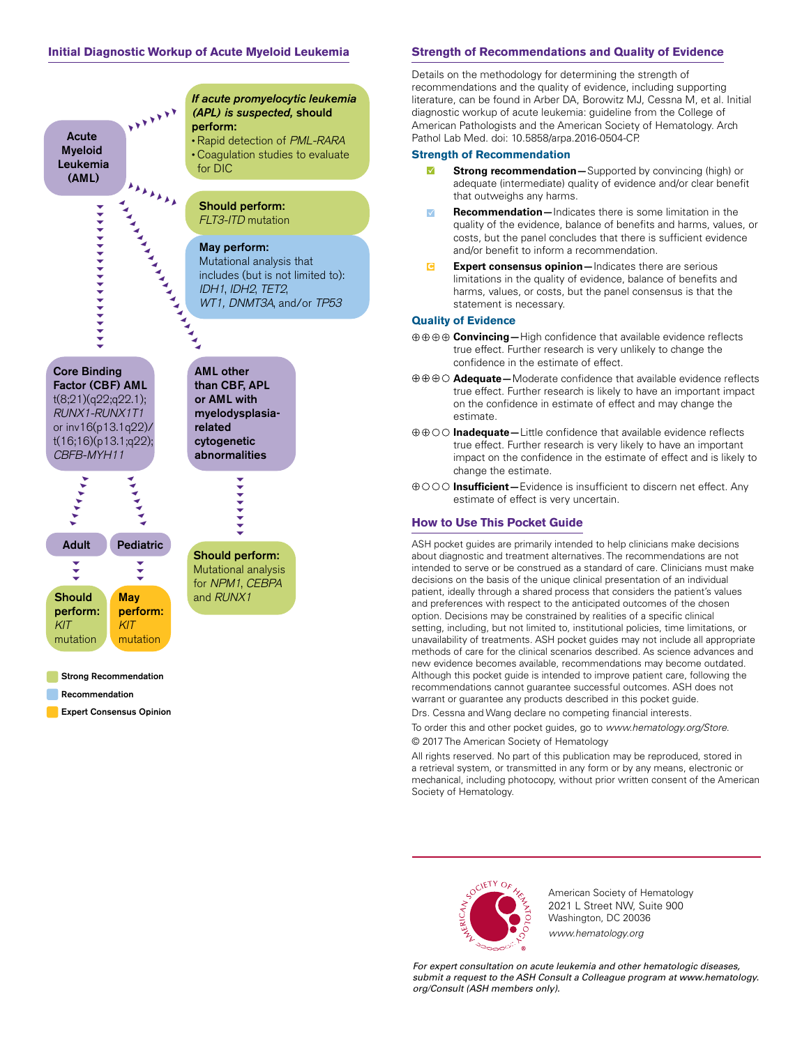## Initial Diagnostic Workup of Acute Myeloid Leukemia

**Acute Myeloid Leukemia (AML)**

***If acute promyelocytic leukemia (APL) is suspected,* should perform:**
- Rapid detection of *PML-RARA*
- Coagulation studies to evaluate for DIC

**Should perform:**
*FLT3-ITD* mutation

**May perform:**
Mutational analysis that includes (but is not limited to): *IDH1*, *IDH2*, *TET2*, *WT1*, *DNMT3A*, and/or *TP53*

**Core Binding Factor (CBF) AML**
t(8;21)(q22;q22.1); *RUNX1-RUNX1T1* or inv16(p13.1q22)/ t(16;16)(p13.1;q22); *CBFB-MYH11*

- **Adult** → **Should perform:** *KIT* mutation
- **Pediatric** → **May perform:** *KIT* mutation

**AML other than CBF, APL or AML with myelodysplasia-related cytogenetic abnormalities**

**Should perform:**
Mutational analysis for *NPM1*, *CEBPA* and *RUNX1*

Strong Recommendation

Recommendation

Expert Consensus Opinion

## Strength of Recommendations and Quality of Evidence

Details on the methodology for determining the strength of recommendations and the quality of evidence, including supporting literature, can be found in Arber DA, Borowitz MJ, Cessna M, et al. Initial diagnostic workup of acute leukemia: guideline from the College of American Pathologists and the American Society of Hematology. Arch Pathol Lab Med. doi: 10.5858/arpa.2016-0504-CP.

### Strength of Recommendation

- **Strong recommendation—**Supported by convincing (high) or adequate (intermediate) quality of evidence and/or clear benefit that outweighs any harms.
- **Recommendation—**Indicates there is some limitation in the quality of the evidence, balance of benefits and harms, values, or costs, but the panel concludes that there is sufficient evidence and/or benefit to inform a recommendation.
- **Expert consensus opinion—**Indicates there are serious limitations in the quality of evidence, balance of benefits and harms, values, or costs, but the panel consensus is that the statement is necessary.

### Quality of Evidence

⊕⊕⊕⊕ **Convincing—**High confidence that available evidence reflects true effect. Further research is very unlikely to change the confidence in the estimate of effect.

⊕⊕⊕○ **Adequate—**Moderate confidence that available evidence reflects true effect. Further research is likely to have an important impact on the confidence in estimate of effect and may change the estimate.

⊕⊕○○ **Inadequate—**Little confidence that available evidence reflects true effect. Further research is very likely to have an important impact on the confidence in the estimate of effect and is likely to change the estimate.

⊕○○○ **Insufficient—**Evidence is insufficient to discern net effect. Any estimate of effect is very uncertain.

## How to Use This Pocket Guide

ASH pocket guides are primarily intended to help clinicians make decisions about diagnostic and treatment alternatives. The recommendations are not intended to serve or be construed as a standard of care. Clinicians must make decisions on the basis of the unique clinical presentation of an individual patient, ideally through a shared process that considers the patient's values and preferences with respect to the anticipated outcomes of the chosen option. Decisions may be constrained by realities of a specific clinical setting, including, but not limited to, institutional policies, time limitations, or unavailability of treatments. ASH pocket guides may not include all appropriate methods of care for the clinical scenarios described. As science advances and new evidence becomes available, recommendations may become outdated. Although this pocket guide is intended to improve patient care, following the recommendations cannot guarantee successful outcomes. ASH does not warrant or guarantee any products described in this pocket guide.

Drs. Cessna and Wang declare no competing financial interests.

To order this and other pocket guides, go to *www.hematology.org/Store*.

© 2017 The American Society of Hematology

All rights reserved. No part of this publication may be reproduced, stored in a retrieval system, or transmitted in any form or by any means, electronic or mechanical, including photocopy, without prior written consent of the American Society of Hematology.

American Society of Hematology
2021 L Street NW, Suite 900
Washington, DC 20036
*www.hematology.org*

*For expert consultation on acute leukemia and other hematologic diseases, submit a request to the ASH Consult a Colleague program at www.hematology.org/Consult (ASH members only).*